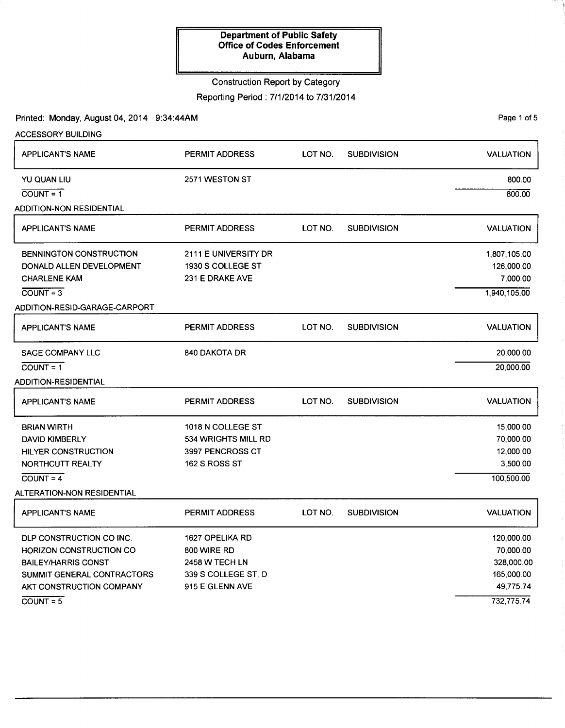**Department of Public Safety**
**Office of Codes Enforcement**
**Auburn, Alabama**

Construction Report by Category

Reporting Period : 7/1/2014 to 7/31/2014

Printed: Monday, August 04, 2014 9:34:44AM

### ACCESSORY BUILDING

| APPLICANT'S NAME | PERMIT ADDRESS | LOT NO. | SUBDIVISION | VALUATION |
|---|---|---|---|---|
| YU QUAN LIU | 2571 WESTON ST | | | 800.00 |
| COUNT = 1 | | | | 800.00 |

### ADDITION-NON RESIDENTIAL

| APPLICANT'S NAME | PERMIT ADDRESS | LOT NO. | SUBDIVISION | VALUATION |
|---|---|---|---|---|
| BENNINGTON CONSTRUCTION | 2111 E UNIVERSITY DR | | | 1,807,105.00 |
| DONALD ALLEN DEVELOPMENT | 1930 S COLLEGE ST | | | 126,000.00 |
| CHARLENE KAM | 231 E DRAKE AVE | | | 7,000.00 |
| COUNT = 3 | | | | 1,940,105.00 |

### ADDITION-RESID-GARAGE-CARPORT

| APPLICANT'S NAME | PERMIT ADDRESS | LOT NO. | SUBDIVISION | VALUATION |
|---|---|---|---|---|
| SAGE COMPANY LLC | 840 DAKOTA DR | | | 20,000.00 |
| COUNT = 1 | | | | 20,000.00 |

### ADDITION-RESIDENTIAL

| APPLICANT'S NAME | PERMIT ADDRESS | LOT NO. | SUBDIVISION | VALUATION |
|---|---|---|---|---|
| BRIAN WIRTH | 1018 N COLLEGE ST | | | 15,000.00 |
| DAVID KIMBERLY | 534 WRIGHTS MILL RD | | | 70,000.00 |
| HILYER CONSTRUCTION | 3997 PENCROSS CT | | | 12,000.00 |
| NORTHCUTT REALTY | 162 S ROSS ST | | | 3,500.00 |
| COUNT = 4 | | | | 100,500.00 |

### ALTERATION-NON RESIDENTIAL

| APPLICANT'S NAME | PERMIT ADDRESS | LOT NO. | SUBDIVISION | VALUATION |
|---|---|---|---|---|
| DLP CONSTRUCTION CO INC. | 1627 OPELIKA RD | | | 120,000.00 |
| HORIZON CONSTRUCTION CO | 800 WIRE RD | | | 70,000.00 |
| BAILEY/HARRIS CONST | 2458 W TECH LN | | | 328,000.00 |
| SUMMIT GENERAL CONTRACTORS | 339 S COLLEGE ST, D | | | 165,000.00 |
| AKT CONSTRUCTION COMPANY | 915 E GLENN AVE | | | 49,775.74 |
| COUNT = 5 | | | | 732,775.74 |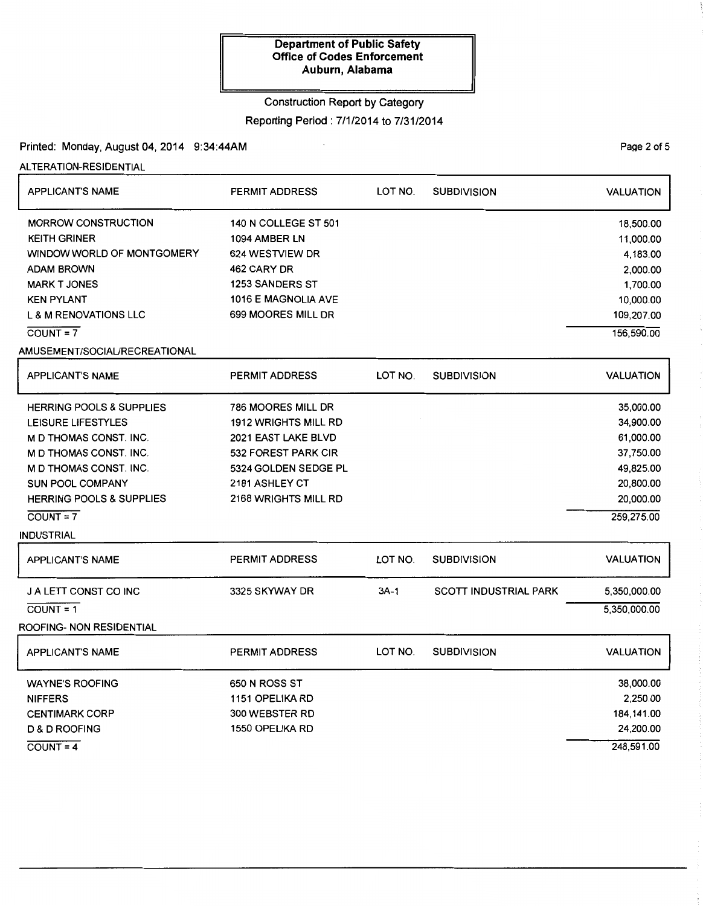# Department of Public Safety
## Office of Codes Enforcement
## Auburn, Alabama

Construction Report by Category

Reporting Period : 7/1/2014 to 7/31/2014

Printed: Monday, August 04, 2014 9:34:44AM

### ALTERATION-RESIDENTIAL

| APPLICANT'S NAME | PERMIT ADDRESS | LOT NO. | SUBDIVISION | VALUATION |
|---|---|---|---|---|
| MORROW CONSTRUCTION | 140 N COLLEGE ST 501 | | | 18,500.00 |
| KEITH GRINER | 1094 AMBER LN | | | 11,000.00 |
| WINDOW WORLD OF MONTGOMERY | 624 WESTVIEW DR | | | 4,183.00 |
| ADAM BROWN | 462 CARY DR | | | 2,000.00 |
| MARK T JONES | 1253 SANDERS ST | | | 1,700.00 |
| KEN PYLANT | 1016 E MAGNOLIA AVE | | | 10,000.00 |
| L & M RENOVATIONS LLC | 699 MOORES MILL DR | | | 109,207.00 |
| COUNT = 7 | | | | 156,590.00 |

### AMUSEMENT/SOCIAL/RECREATIONAL

| APPLICANT'S NAME | PERMIT ADDRESS | LOT NO. | SUBDIVISION | VALUATION |
|---|---|---|---|---|
| HERRING POOLS & SUPPLIES | 786 MOORES MILL DR | | | 35,000.00 |
| LEISURE LIFESTYLES | 1912 WRIGHTS MILL RD | | | 34,900.00 |
| M D THOMAS CONST. INC. | 2021 EAST LAKE BLVD | | | 61,000.00 |
| M D THOMAS CONST. INC. | 532 FOREST PARK CIR | | | 37,750.00 |
| M D THOMAS CONST. INC. | 5324 GOLDEN SEDGE PL | | | 49,825.00 |
| SUN POOL COMPANY | 2181 ASHLEY CT | | | 20,800.00 |
| HERRING POOLS & SUPPLIES | 2168 WRIGHTS MILL RD | | | 20,000.00 |
| COUNT = 7 | | | | 259,275.00 |

### INDUSTRIAL

| APPLICANT'S NAME | PERMIT ADDRESS | LOT NO. | SUBDIVISION | VALUATION |
|---|---|---|---|---|
| J A LETT CONST CO INC | 3325 SKYWAY DR | 3A-1 | SCOTT INDUSTRIAL PARK | 5,350,000.00 |
| COUNT = 1 | | | | 5,350,000.00 |

### ROOFING- NON RESIDENTIAL

| APPLICANT'S NAME | PERMIT ADDRESS | LOT NO. | SUBDIVISION | VALUATION |
|---|---|---|---|---|
| WAYNE'S ROOFING | 650 N ROSS ST | | | 38,000.00 |
| NIFFERS | 1151 OPELIKA RD | | | 2,250.00 |
| CENTIMARK CORP | 300 WEBSTER RD | | | 184,141.00 |
| D & D ROOFING | 1550 OPELIKA RD | | | 24,200.00 |
| COUNT = 4 | | | | 248,591.00 |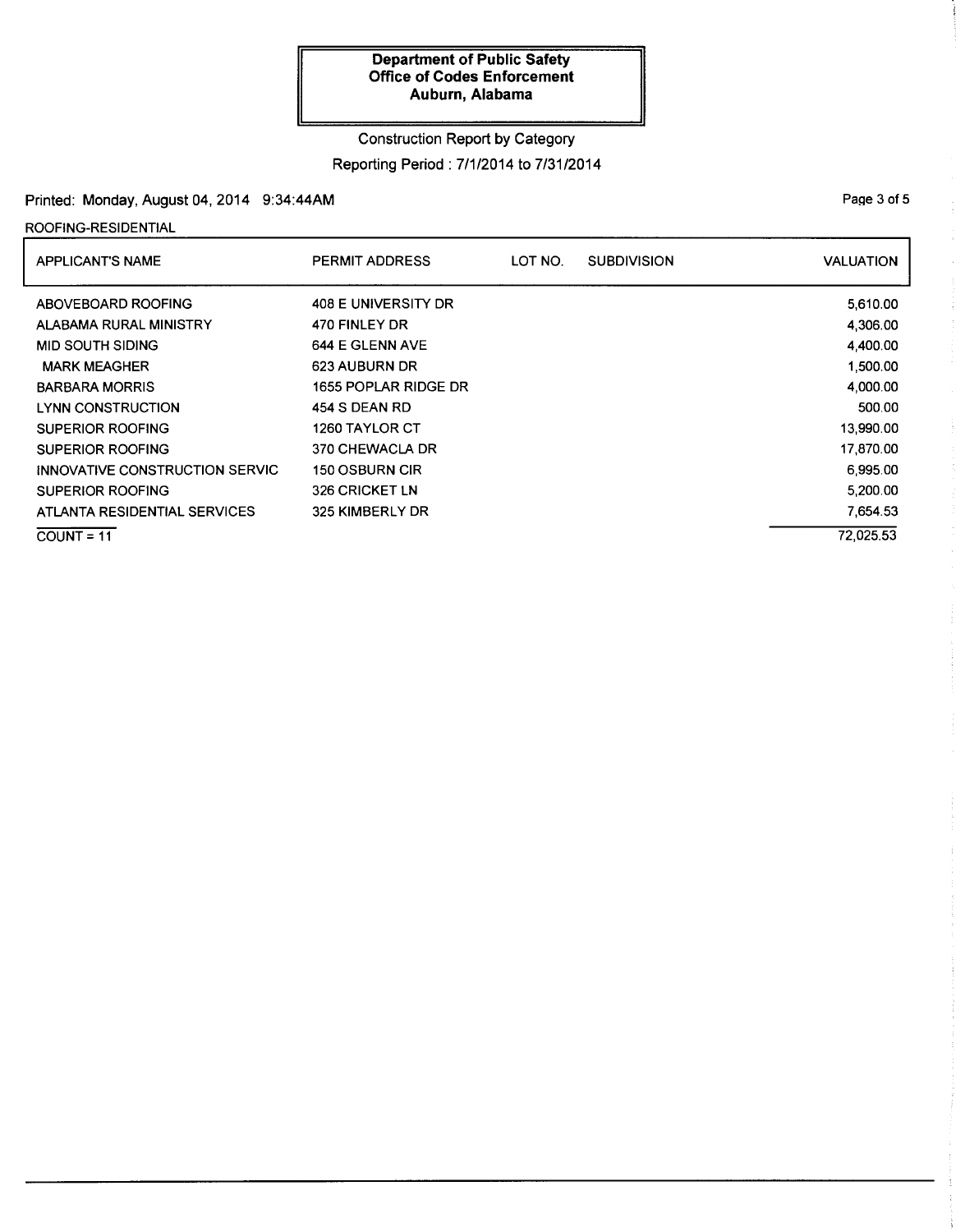**Department of Public Safety**
**Office of Codes Enforcement**
**Auburn, Alabama**

Construction Report by Category

Reporting Period : 7/1/2014 to 7/31/2014

Printed: Monday, August 04, 2014 9:34:44AM

ROOFING-RESIDENTIAL

| APPLICANT'S NAME | PERMIT ADDRESS | LOT NO. | SUBDIVISION | VALUATION |
|---|---|---|---|---|
| ABOVEBOARD ROOFING | 408 E UNIVERSITY DR | | | 5,610.00 |
| ALABAMA RURAL MINISTRY | 470 FINLEY DR | | | 4,306.00 |
| MID SOUTH SIDING | 644 E GLENN AVE | | | 4,400.00 |
| MARK MEAGHER | 623 AUBURN DR | | | 1,500.00 |
| BARBARA MORRIS | 1655 POPLAR RIDGE DR | | | 4,000.00 |
| LYNN CONSTRUCTION | 454 S DEAN RD | | | 500.00 |
| SUPERIOR ROOFING | 1260 TAYLOR CT | | | 13,990.00 |
| SUPERIOR ROOFING | 370 CHEWACLA DR | | | 17,870.00 |
| INNOVATIVE CONSTRUCTION SERVIC | 150 OSBURN CIR | | | 6,995.00 |
| SUPERIOR ROOFING | 326 CRICKET LN | | | 5,200.00 |
| ATLANTA RESIDENTIAL SERVICES | 325 KIMBERLY DR | | | 7,654.53 |
| COUNT = 11 | | | | 72,025.53 |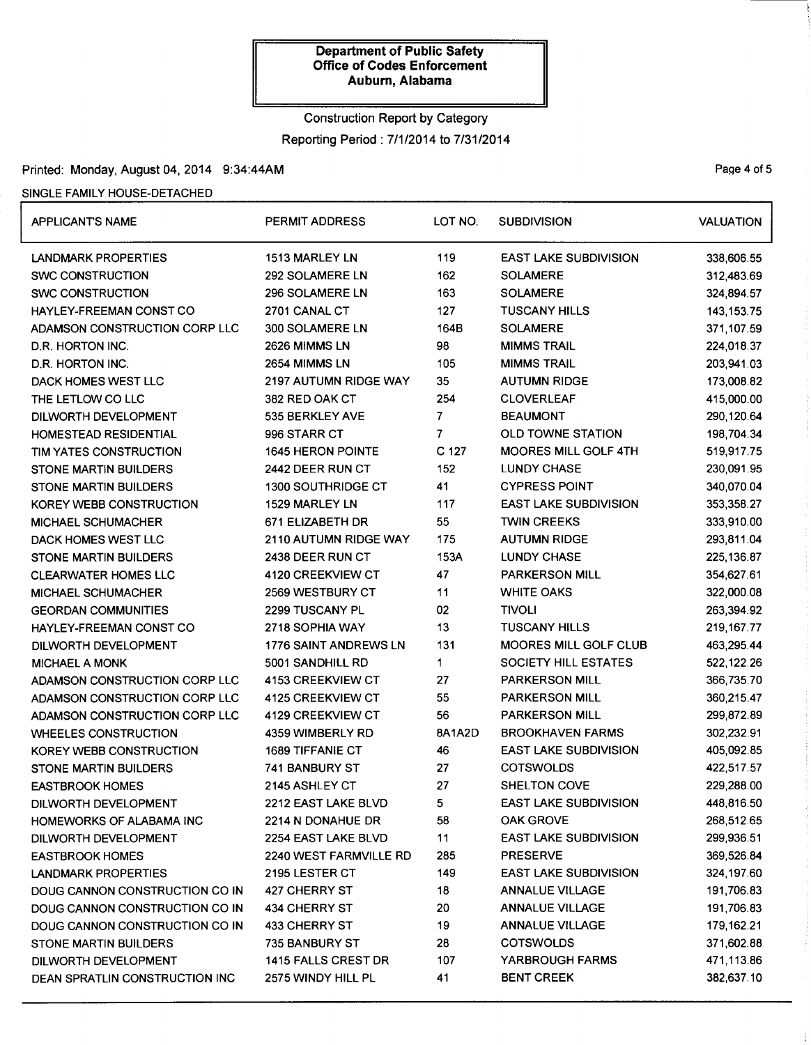**Department of Public Safety**
**Office of Codes Enforcement**
**Auburn, Alabama**

Construction Report by Category

Reporting Period : 7/1/2014 to 7/31/2014

Printed: Monday, August 04, 2014 9:34:44AM

SINGLE FAMILY HOUSE-DETACHED

| APPLICANT'S NAME | PERMIT ADDRESS | LOT NO. | SUBDIVISION | VALUATION |
|---|---|---|---|---|
| LANDMARK PROPERTIES | 1513 MARLEY LN | 119 | EAST LAKE SUBDIVISION | 338,606.55 |
| SWC CONSTRUCTION | 292 SOLAMERE LN | 162 | SOLAMERE | 312,483.69 |
| SWC CONSTRUCTION | 296 SOLAMERE LN | 163 | SOLAMERE | 324,894.57 |
| HAYLEY-FREEMAN CONST CO | 2701 CANAL CT | 127 | TUSCANY HILLS | 143,153.75 |
| ADAMSON CONSTRUCTION CORP LLC | 300 SOLAMERE LN | 164B | SOLAMERE | 371,107.59 |
| D.R. HORTON INC. | 2626 MIMMS LN | 98 | MIMMS TRAIL | 224,018.37 |
| D.R. HORTON INC. | 2654 MIMMS LN | 105 | MIMMS TRAIL | 203,941.03 |
| DACK HOMES WEST LLC | 2197 AUTUMN RIDGE WAY | 35 | AUTUMN RIDGE | 173,008.82 |
| THE LETLOW CO LLC | 382 RED OAK CT | 254 | CLOVERLEAF | 415,000.00 |
| DILWORTH DEVELOPMENT | 535 BERKLEY AVE | 7 | BEAUMONT | 290,120.64 |
| HOMESTEAD RESIDENTIAL | 996 STARR CT | 7 | OLD TOWNE STATION | 198,704.34 |
| TIM YATES CONSTRUCTION | 1645 HERON POINTE | C 127 | MOORES MILL GOLF 4TH | 519,917.75 |
| STONE MARTIN BUILDERS | 2442 DEER RUN CT | 152 | LUNDY CHASE | 230,091.95 |
| STONE MARTIN BUILDERS | 1300 SOUTHRIDGE CT | 41 | CYPRESS POINT | 340,070.04 |
| KOREY WEBB CONSTRUCTION | 1529 MARLEY LN | 117 | EAST LAKE SUBDIVISION | 353,358.27 |
| MICHAEL SCHUMACHER | 671 ELIZABETH DR | 55 | TWIN CREEKS | 333,910.00 |
| DACK HOMES WEST LLC | 2110 AUTUMN RIDGE WAY | 175 | AUTUMN RIDGE | 293,811.04 |
| STONE MARTIN BUILDERS | 2438 DEER RUN CT | 153A | LUNDY CHASE | 225,136.87 |
| CLEARWATER HOMES LLC | 4120 CREEKVIEW CT | 47 | PARKERSON MILL | 354,627.61 |
| MICHAEL SCHUMACHER | 2569 WESTBURY CT | 11 | WHITE OAKS | 322,000.08 |
| GEORDAN COMMUNITIES | 2299 TUSCANY PL | 02 | TIVOLI | 263,394.92 |
| HAYLEY-FREEMAN CONST CO | 2718 SOPHIA WAY | 13 | TUSCANY HILLS | 219,167.77 |
| DILWORTH DEVELOPMENT | 1776 SAINT ANDREWS LN | 131 | MOORES MILL GOLF CLUB | 463,295.44 |
| MICHAEL A MONK | 5001 SANDHILL RD | 1 | SOCIETY HILL ESTATES | 522,122.26 |
| ADAMSON CONSTRUCTION CORP LLC | 4153 CREEKVIEW CT | 27 | PARKERSON MILL | 366,735.70 |
| ADAMSON CONSTRUCTION CORP LLC | 4125 CREEKVIEW CT | 55 | PARKERSON MILL | 360,215.47 |
| ADAMSON CONSTRUCTION CORP LLC | 4129 CREEKVIEW CT | 56 | PARKERSON MILL | 299,872.89 |
| WHEELES CONSTRUCTION | 4359 WIMBERLY RD | 8A1A2D | BROOKHAVEN FARMS | 302,232.91 |
| KOREY WEBB CONSTRUCTION | 1689 TIFFANIE CT | 46 | EAST LAKE SUBDIVISION | 405,092.85 |
| STONE MARTIN BUILDERS | 741 BANBURY ST | 27 | COTSWOLDS | 422,517.57 |
| EASTBROOK HOMES | 2145 ASHLEY CT | 27 | SHELTON COVE | 229,288.00 |
| DILWORTH DEVELOPMENT | 2212 EAST LAKE BLVD | 5 | EAST LAKE SUBDIVISION | 448,816.50 |
| HOMEWORKS OF ALABAMA INC | 2214 N DONAHUE DR | 58 | OAK GROVE | 268,512.65 |
| DILWORTH DEVELOPMENT | 2254 EAST LAKE BLVD | 11 | EAST LAKE SUBDIVISION | 299,936.51 |
| EASTBROOK HOMES | 2240 WEST FARMVILLE RD | 285 | PRESERVE | 369,526.84 |
| LANDMARK PROPERTIES | 2195 LESTER CT | 149 | EAST LAKE SUBDIVISION | 324,197.60 |
| DOUG CANNON CONSTRUCTION CO IN | 427 CHERRY ST | 18 | ANNALUE VILLAGE | 191,706.83 |
| DOUG CANNON CONSTRUCTION CO IN | 434 CHERRY ST | 20 | ANNALUE VILLAGE | 191,706.83 |
| DOUG CANNON CONSTRUCTION CO IN | 433 CHERRY ST | 19 | ANNALUE VILLAGE | 179,162.21 |
| STONE MARTIN BUILDERS | 735 BANBURY ST | 28 | COTSWOLDS | 371,602.88 |
| DILWORTH DEVELOPMENT | 1415 FALLS CREST DR | 107 | YARBROUGH FARMS | 471,113.86 |
| DEAN SPRATLIN CONSTRUCTION INC | 2575 WINDY HILL PL | 41 | BENT CREEK | 382,637.10 |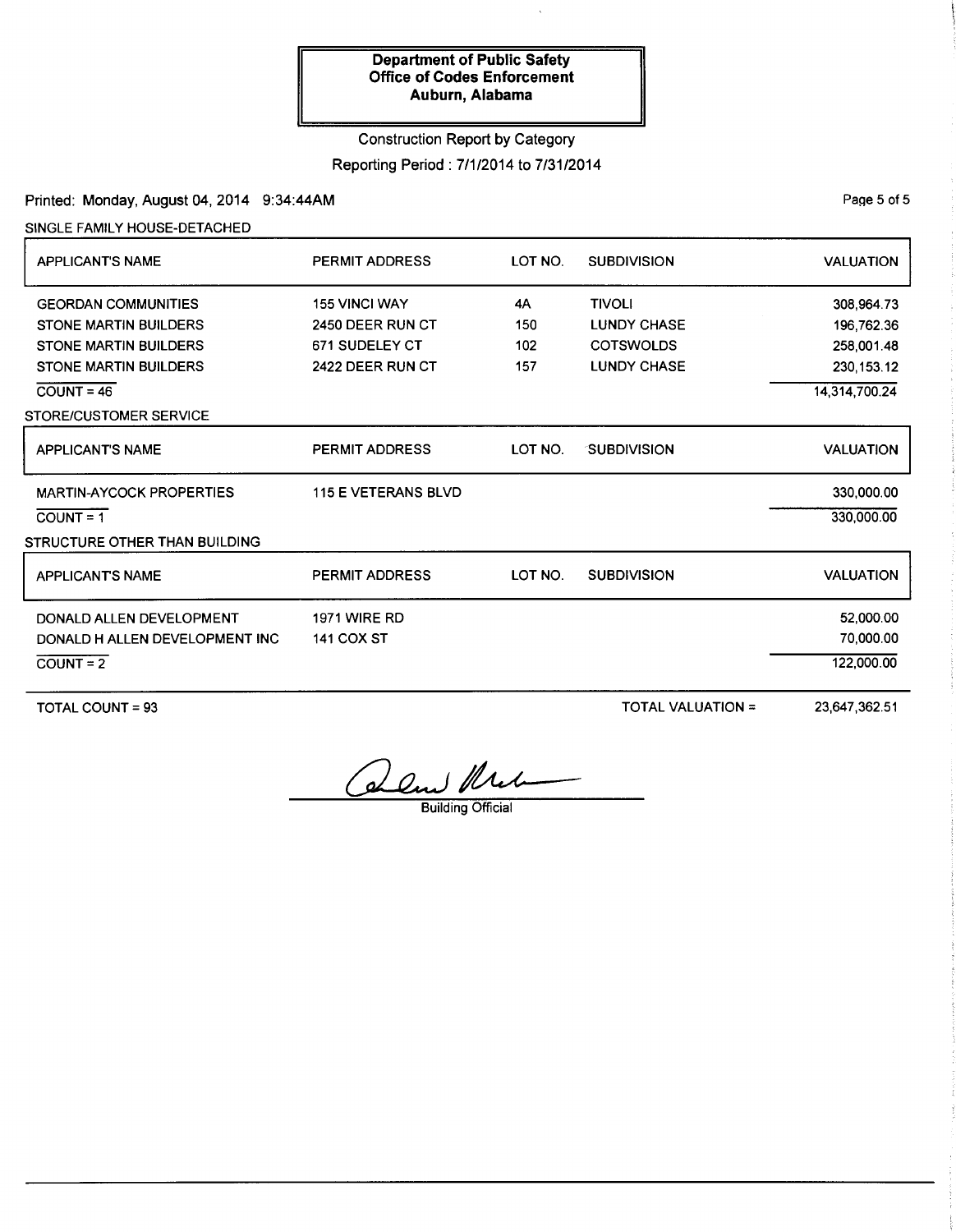**Department of Public Safety**
**Office of Codes Enforcement**
**Auburn, Alabama**

Construction Report by Category

Reporting Period : 7/1/2014 to 7/31/2014

Printed: Monday, August 04, 2014 9:34:44AM

SINGLE FAMILY HOUSE-DETACHED

| APPLICANT'S NAME | PERMIT ADDRESS | LOT NO. | SUBDIVISION | VALUATION |
|---|---|---|---|---|
| GEORDAN COMMUNITIES | 155 VINCI WAY | 4A | TIVOLI | 308,964.73 |
| STONE MARTIN BUILDERS | 2450 DEER RUN CT | 150 | LUNDY CHASE | 196,762.36 |
| STONE MARTIN BUILDERS | 671 SUDELEY CT | 102 | COTSWOLDS | 258,001.48 |
| STONE MARTIN BUILDERS | 2422 DEER RUN CT | 157 | LUNDY CHASE | 230,153.12 |
| COUNT = 46 | | | | 14,314,700.24 |

STORE/CUSTOMER SERVICE

| APPLICANT'S NAME | PERMIT ADDRESS | LOT NO. | SUBDIVISION | VALUATION |
|---|---|---|---|---|
| MARTIN-AYCOCK PROPERTIES | 115 E VETERANS BLVD | | | 330,000.00 |
| COUNT = 1 | | | | 330,000.00 |

STRUCTURE OTHER THAN BUILDING

| APPLICANT'S NAME | PERMIT ADDRESS | LOT NO. | SUBDIVISION | VALUATION |
|---|---|---|---|---|
| DONALD ALLEN DEVELOPMENT | 1971 WIRE RD | | | 52,000.00 |
| DONALD H ALLEN DEVELOPMENT INC | 141 COX ST | | | 70,000.00 |
| COUNT = 2 | | | | 122,000.00 |

TOTAL COUNT = 93 TOTAL VALUATION = 23,647,362.51

Building Official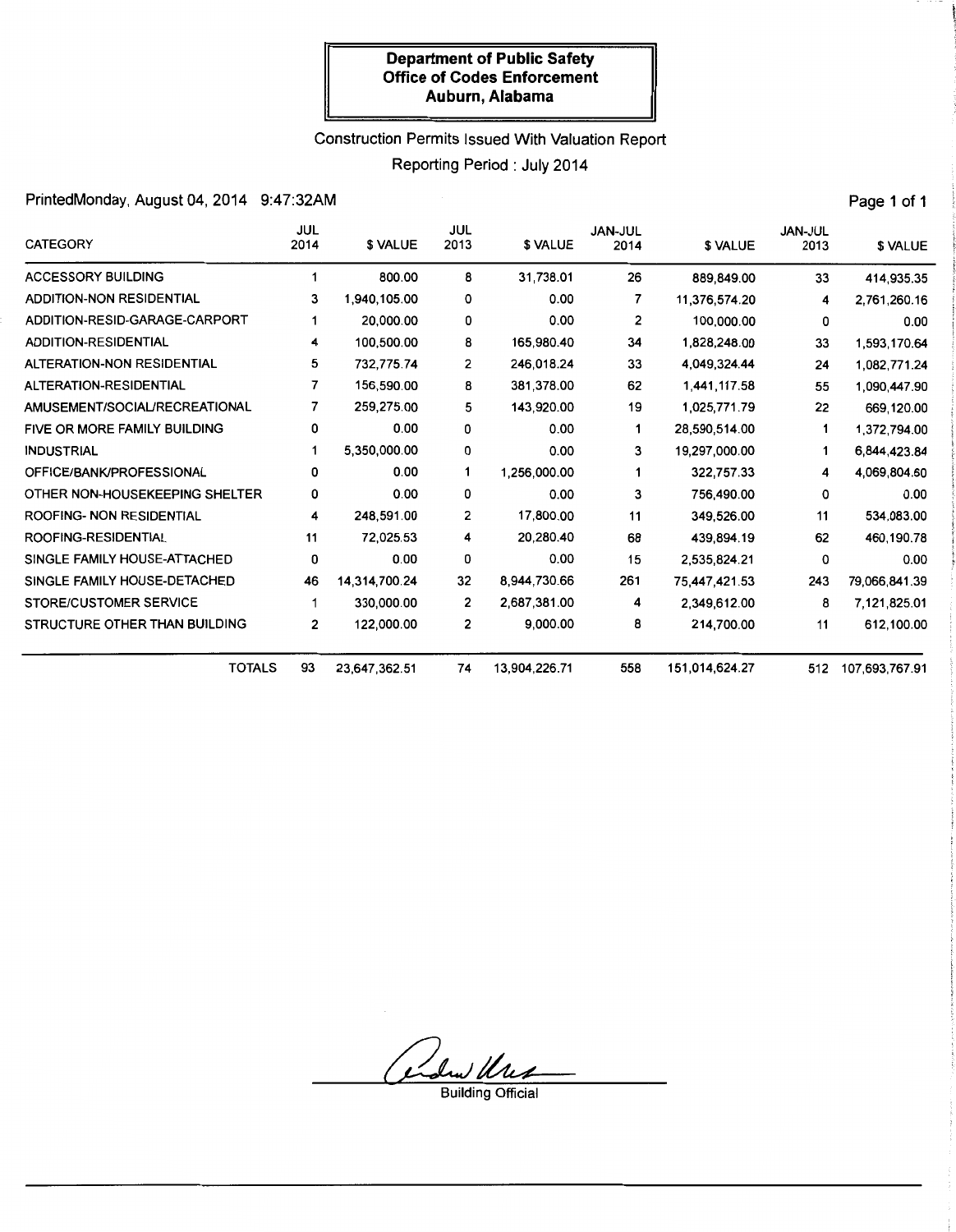**Department of Public Safety**
**Office of Codes Enforcement**
**Auburn, Alabama**

Construction Permits Issued With Valuation Report

Reporting Period : July 2014

PrintedMonday, August 04, 2014 9:47:32AM

| CATEGORY | JUL 2014 | $ VALUE | JUL 2013 | $ VALUE | JAN-JUL 2014 | $ VALUE | JAN-JUL 2013 | $ VALUE |
|---|---|---|---|---|---|---|---|---|
| ACCESSORY BUILDING | 1 | 800.00 | 8 | 31,738.01 | 26 | 889,849.00 | 33 | 414,935.35 |
| ADDITION-NON RESIDENTIAL | 3 | 1,940,105.00 | 0 | 0.00 | 7 | 11,376,574.20 | 4 | 2,761,260.16 |
| ADDITION-RESID-GARAGE-CARPORT | 1 | 20,000.00 | 0 | 0.00 | 2 | 100,000.00 | 0 | 0.00 |
| ADDITION-RESIDENTIAL | 4 | 100,500.00 | 8 | 165,980.40 | 34 | 1,828,248.00 | 33 | 1,593,170.64 |
| ALTERATION-NON RESIDENTIAL | 5 | 732,775.74 | 2 | 246,018.24 | 33 | 4,049,324.44 | 24 | 1,082,771.24 |
| ALTERATION-RESIDENTIAL | 7 | 156,590.00 | 8 | 381,378.00 | 62 | 1,441,117.58 | 55 | 1,090,447.90 |
| AMUSEMENT/SOCIAL/RECREATIONAL | 7 | 259,275.00 | 5 | 143,920.00 | 19 | 1,025,771.79 | 22 | 669,120.00 |
| FIVE OR MORE FAMILY BUILDING | 0 | 0.00 | 0 | 0.00 | 1 | 28,590,514.00 | 1 | 1,372,794.00 |
| INDUSTRIAL | 1 | 5,350,000.00 | 0 | 0.00 | 3 | 19,297,000.00 | 1 | 6,844,423.84 |
| OFFICE/BANK/PROFESSIONAL | 0 | 0.00 | 1 | 1,256,000.00 | 1 | 322,757.33 | 4 | 4,069,804.60 |
| OTHER NON-HOUSEKEEPING SHELTER | 0 | 0.00 | 0 | 0.00 | 3 | 756,490.00 | 0 | 0.00 |
| ROOFING- NON RESIDENTIAL | 4 | 248,591.00 | 2 | 17,800.00 | 11 | 349,526.00 | 11 | 534,083.00 |
| ROOFING-RESIDENTIAL | 11 | 72,025.53 | 4 | 20,280.40 | 68 | 439,894.19 | 62 | 460,190.78 |
| SINGLE FAMILY HOUSE-ATTACHED | 0 | 0.00 | 0 | 0.00 | 15 | 2,535,824.21 | 0 | 0.00 |
| SINGLE FAMILY HOUSE-DETACHED | 46 | 14,314,700.24 | 32 | 8,944,730.66 | 261 | 75,447,421.53 | 243 | 79,066,841.39 |
| STORE/CUSTOMER SERVICE | 1 | 330,000.00 | 2 | 2,687,381.00 | 4 | 2,349,612.00 | 8 | 7,121,825.01 |
| STRUCTURE OTHER THAN BUILDING | 2 | 122,000.00 | 2 | 9,000.00 | 8 | 214,700.00 | 11 | 612,100.00 |
| TOTALS | 93 | 23,647,362.51 | 74 | 13,904,226.71 | 558 | 151,014,624.27 | 512 | 107,693,767.91 |

Building Official